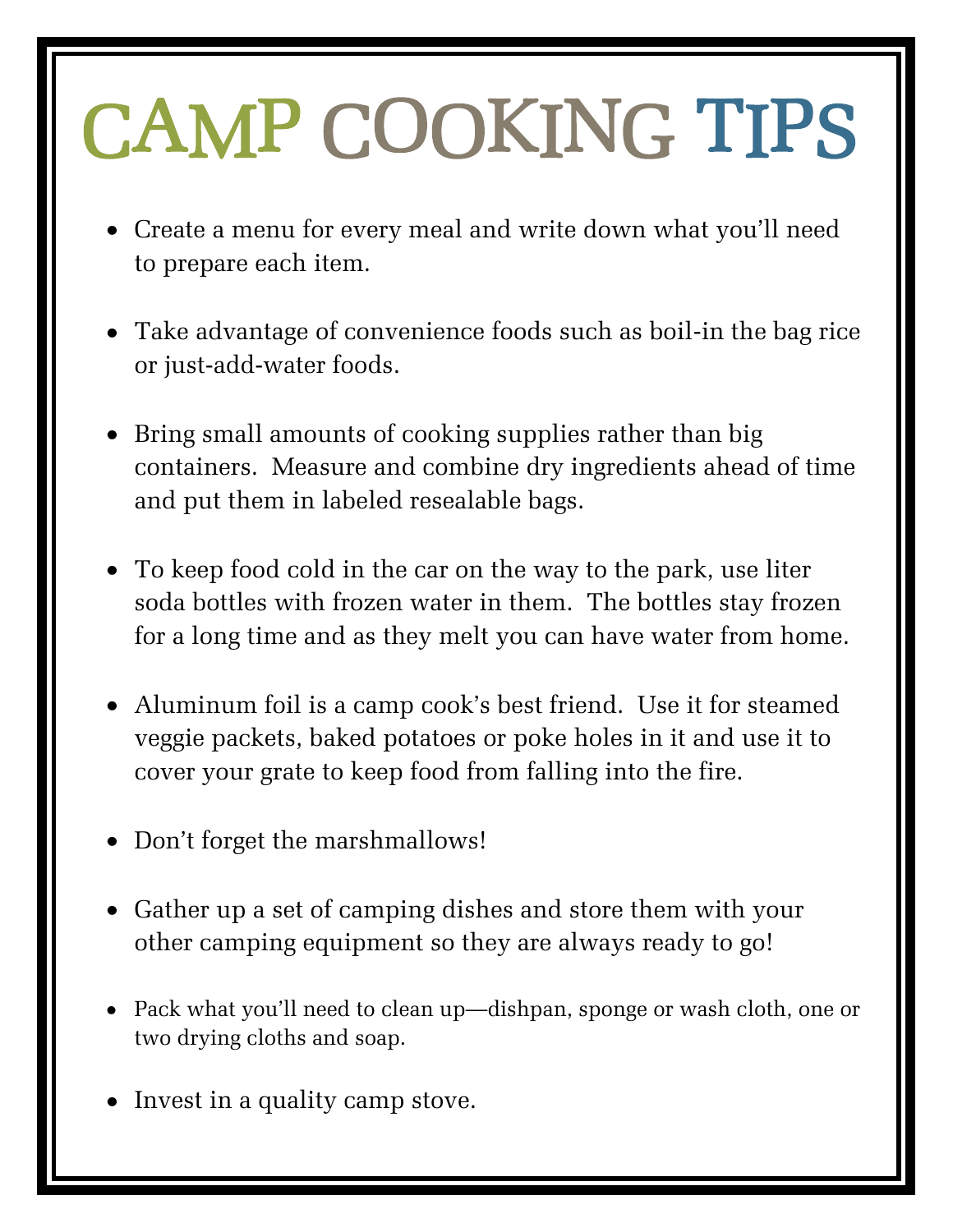# CAMP COOKING TIPS

- Create a menu for every meal and write down what you'll need to prepare each item.
- Take advantage of convenience foods such as boil-in the bag rice or just-add-water foods.
- Bring small amounts of cooking supplies rather than big containers. Measure and combine dry ingredients ahead of time and put them in labeled resealable bags.
- To keep food cold in the car on the way to the park, use liter soda bottles with frozen water in them. The bottles stay frozen for a long time and as they melt you can have water from home.
- Aluminum foil is a camp cook's best friend. Use it for steamed veggie packets, baked potatoes or poke holes in it and use it to cover your grate to keep food from falling into the fire.
- Don't forget the marshmallows!
- Gather up a set of camping dishes and store them with your other camping equipment so they are always ready to go!
- Pack what you'll need to clean up—dishpan, sponge or wash cloth, one or two drying cloths and soap.
- Invest in a quality camp stove.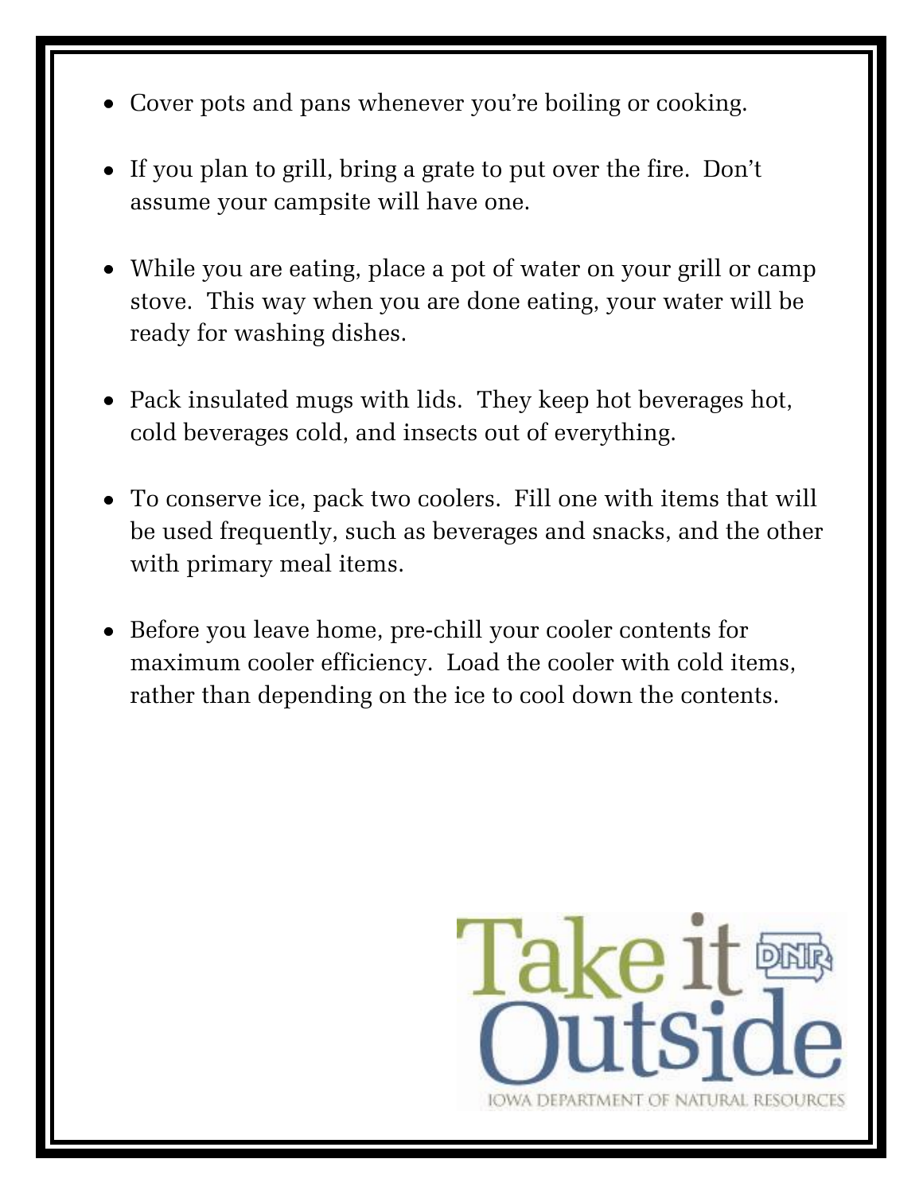- Cover pots and pans whenever you're boiling or cooking.
- If you plan to grill, bring a grate to put over the fire. Don't assume your campsite will have one.
- While you are eating, place a pot of water on your grill or camp stove. This way when you are done eating, your water will be ready for washing dishes.
- Pack insulated mugs with lids. They keep hot beverages hot, cold beverages cold, and insects out of everything.
- To conserve ice, pack two coolers. Fill one with items that will be used frequently, such as beverages and snacks, and the other with primary meal items.
- Before you leave home, pre-chill your cooler contents for maximum cooler efficiency. Load the cooler with cold items, rather than depending on the ice to cool down the contents.

Take it Outside

IOWA DEPARTMENT OF NATURAL RESOURCES